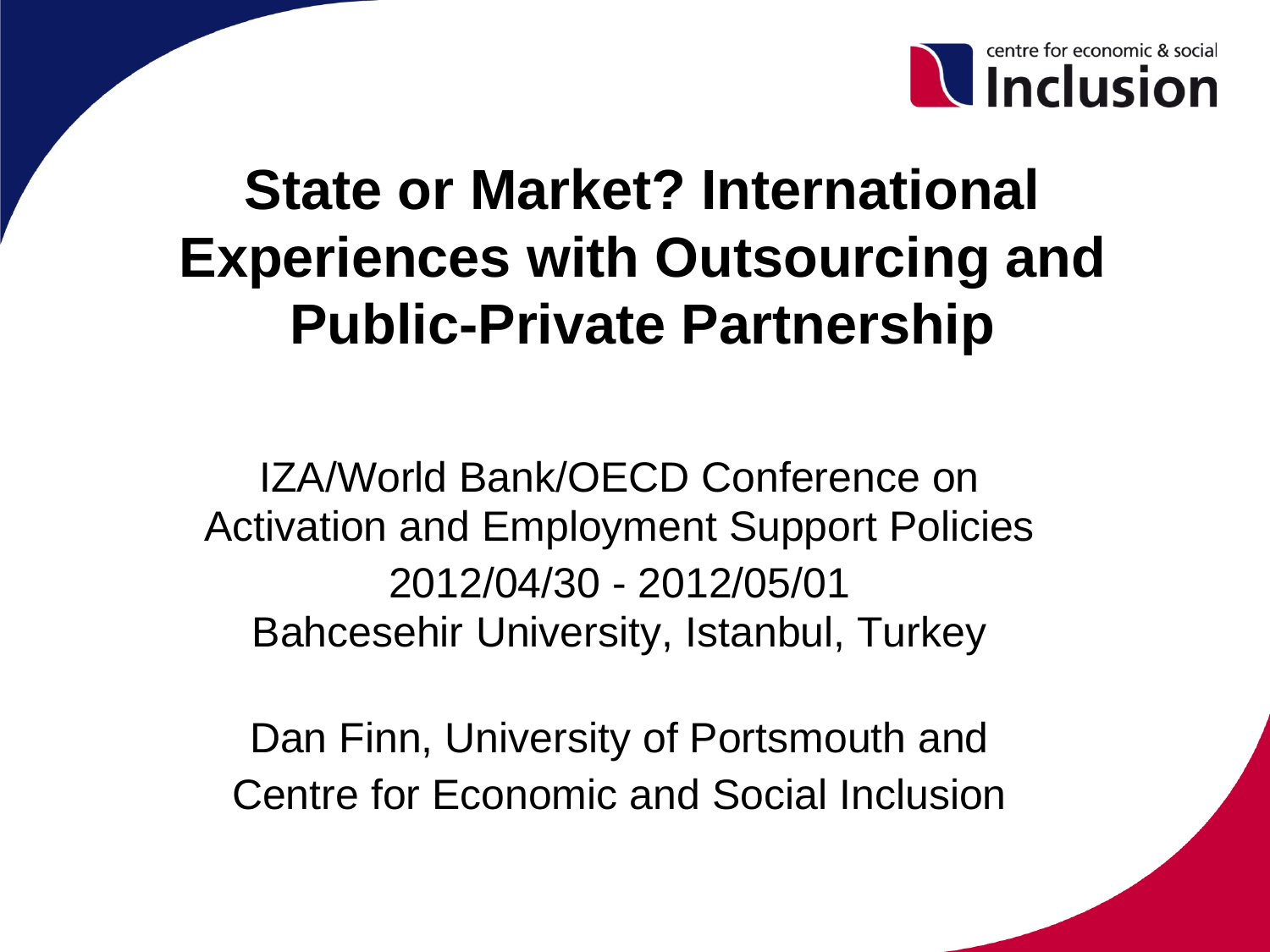centre for economic & social **Inclusion**

# State or Market? International Experiences with Outsourcing and Public-Private Partnership

IZA/World Bank/OECD Conference on Activation and Employment Support Policies
2012/04/30 - 2012/05/01
Bahcesehir University, Istanbul, Turkey

Dan Finn, University of Portsmouth and Centre for Economic and Social Inclusion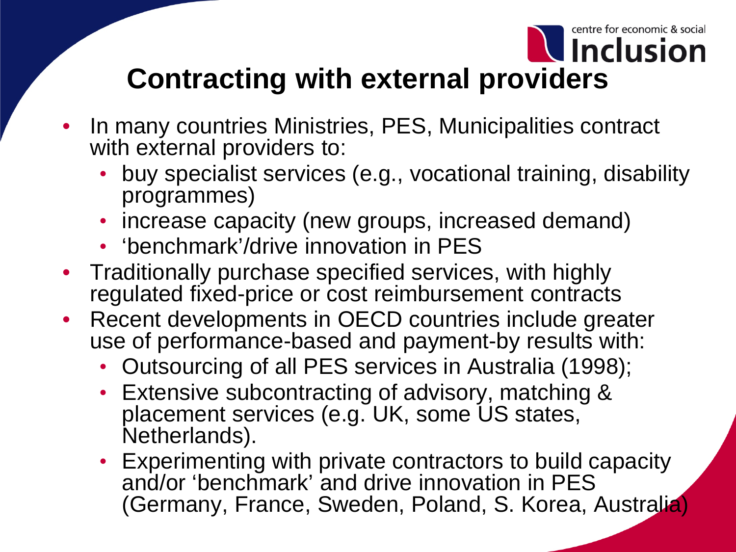# Contracting with external providers

- In many countries Ministries, PES, Municipalities contract with external providers to:
  - buy specialist services (e.g., vocational training, disability programmes)
  - increase capacity (new groups, increased demand)
  - ‘benchmark’/drive innovation in PES
- Traditionally purchase specified services, with highly regulated fixed-price or cost reimbursement contracts
- Recent developments in OECD countries include greater use of performance-based and payment-by results with:
  - Outsourcing of all PES services in Australia (1998);
  - Extensive subcontracting of advisory, matching & placement services (e.g. UK, some US states, Netherlands).
  - Experimenting with private contractors to build capacity and/or ‘benchmark’ and drive innovation in PES (Germany, France, Sweden, Poland, S. Korea, Australia)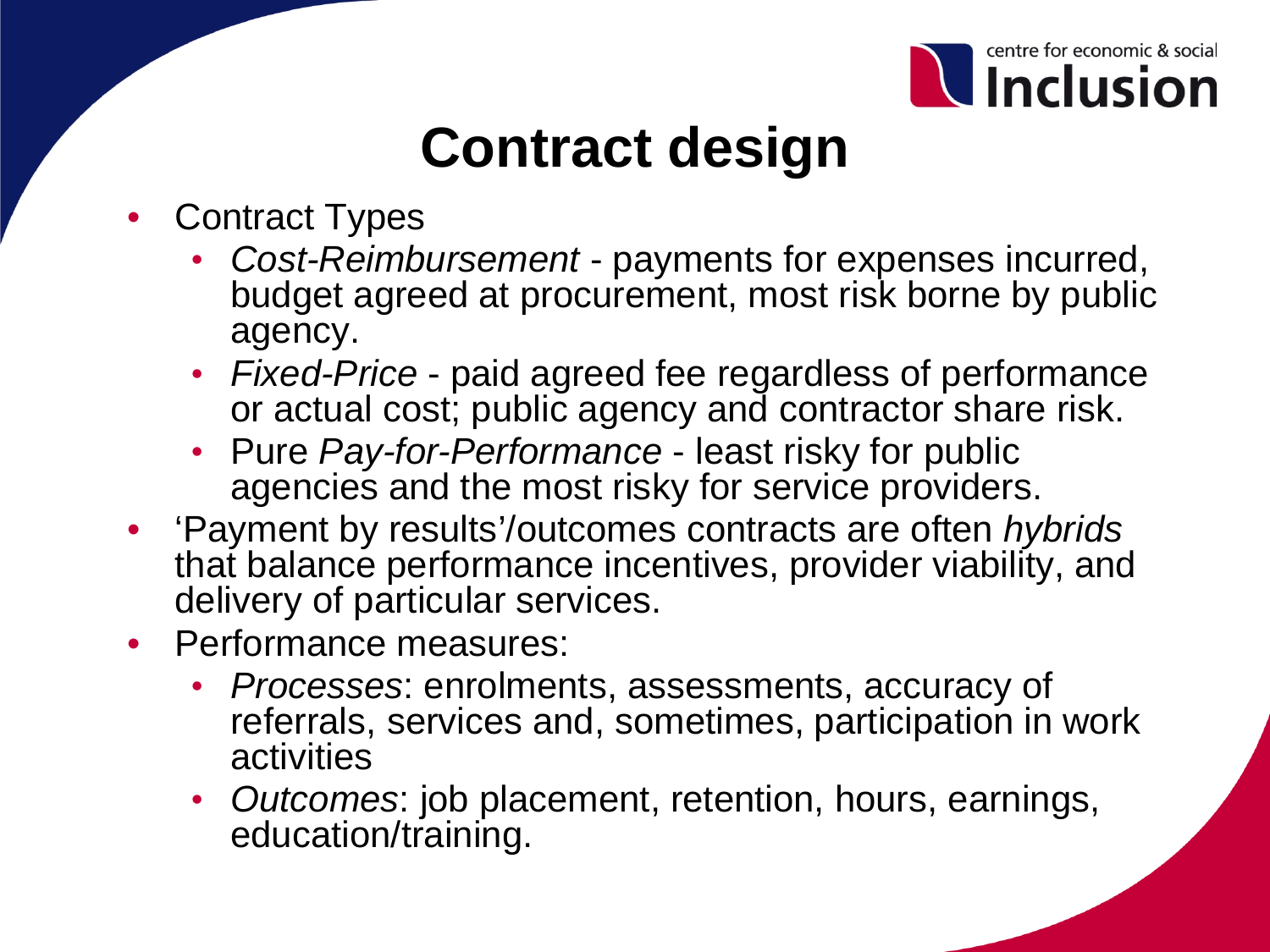# Contract design

- Contract Types
  - *Cost-Reimbursement* - payments for expenses incurred, budget agreed at procurement, most risk borne by public agency.
  - *Fixed-Price* - paid agreed fee regardless of performance or actual cost; public agency and contractor share risk.
  - Pure *Pay-for-Performance* - least risky for public agencies and the most risky for service providers.
- 'Payment by results'/outcomes contracts are often *hybrids* that balance performance incentives, provider viability, and delivery of particular services.
- Performance measures:
  - *Processes*: enrolments, assessments, accuracy of referrals, services and, sometimes, participation in work activities
  - *Outcomes*: job placement, retention, hours, earnings, education/training.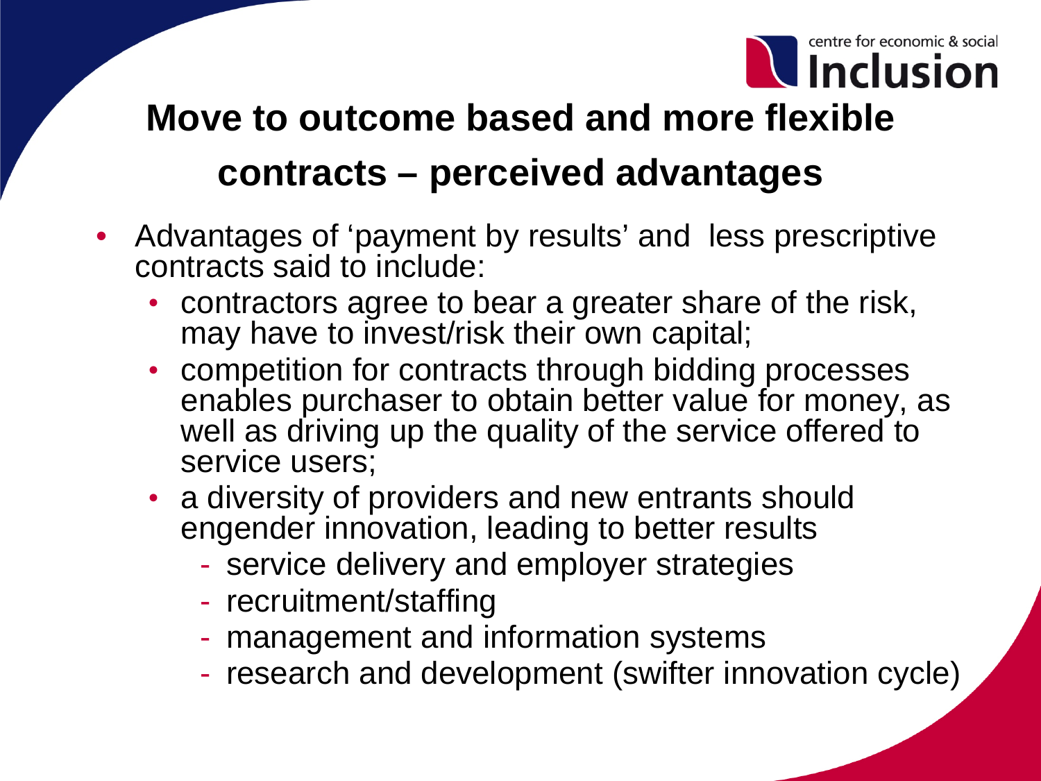## Move to outcome based and more flexible contracts – perceived advantages

- Advantages of 'payment by results' and less prescriptive contracts said to include:
  - contractors agree to bear a greater share of the risk, may have to invest/risk their own capital;
  - competition for contracts through bidding processes enables purchaser to obtain better value for money, as well as driving up the quality of the service offered to service users;
  - a diversity of providers and new entrants should engender innovation, leading to better results
    - service delivery and employer strategies
    - recruitment/staffing
    - management and information systems
    - research and development (swifter innovation cycle)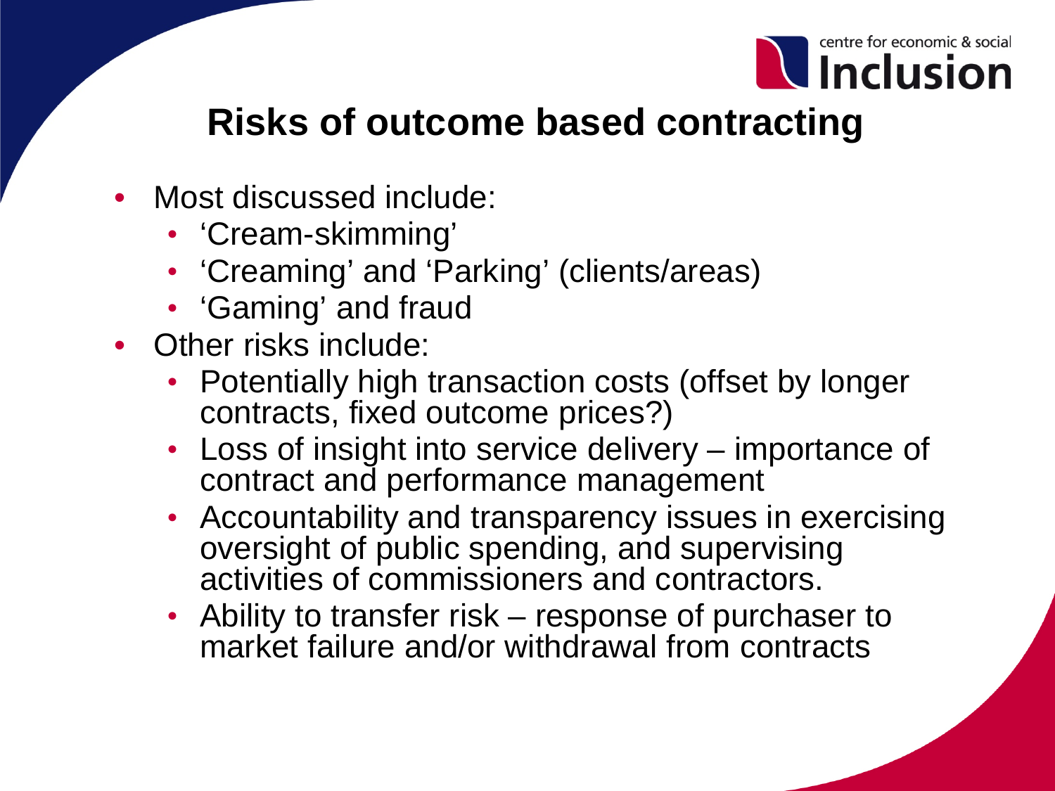# Risks of outcome based contracting

- Most discussed include:
  - 'Cream-skimming'
  - 'Creaming' and 'Parking' (clients/areas)
  - 'Gaming' and fraud
- Other risks include:
  - Potentially high transaction costs (offset by longer contracts, fixed outcome prices?)
  - Loss of insight into service delivery – importance of contract and performance management
  - Accountability and transparency issues in exercising oversight of public spending, and supervising activities of commissioners and contractors.
  - Ability to transfer risk – response of purchaser to market failure and/or withdrawal from contracts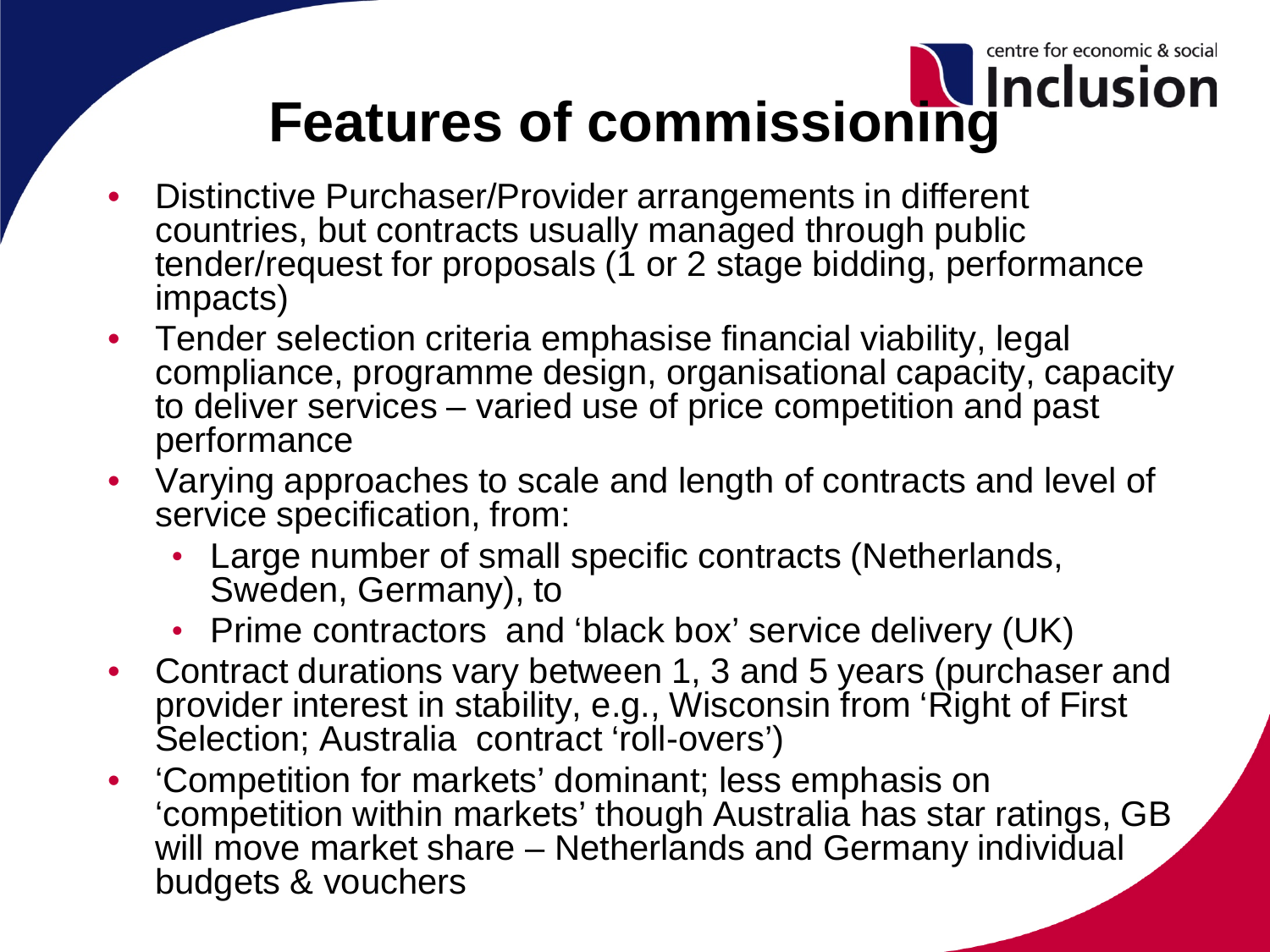# Features of commissioning

- Distinctive Purchaser/Provider arrangements in different countries, but contracts usually managed through public tender/request for proposals (1 or 2 stage bidding, performance impacts)
- Tender selection criteria emphasise financial viability, legal compliance, programme design, organisational capacity, capacity to deliver services – varied use of price competition and past performance
- Varying approaches to scale and length of contracts and level of service specification, from:
  - Large number of small specific contracts (Netherlands, Sweden, Germany), to
  - Prime contractors and 'black box' service delivery (UK)
- Contract durations vary between 1, 3 and 5 years (purchaser and provider interest in stability, e.g., Wisconsin from 'Right of First Selection; Australia contract 'roll-overs')
- 'Competition for markets' dominant; less emphasis on 'competition within markets' though Australia has star ratings, GB will move market share – Netherlands and Germany individual budgets & vouchers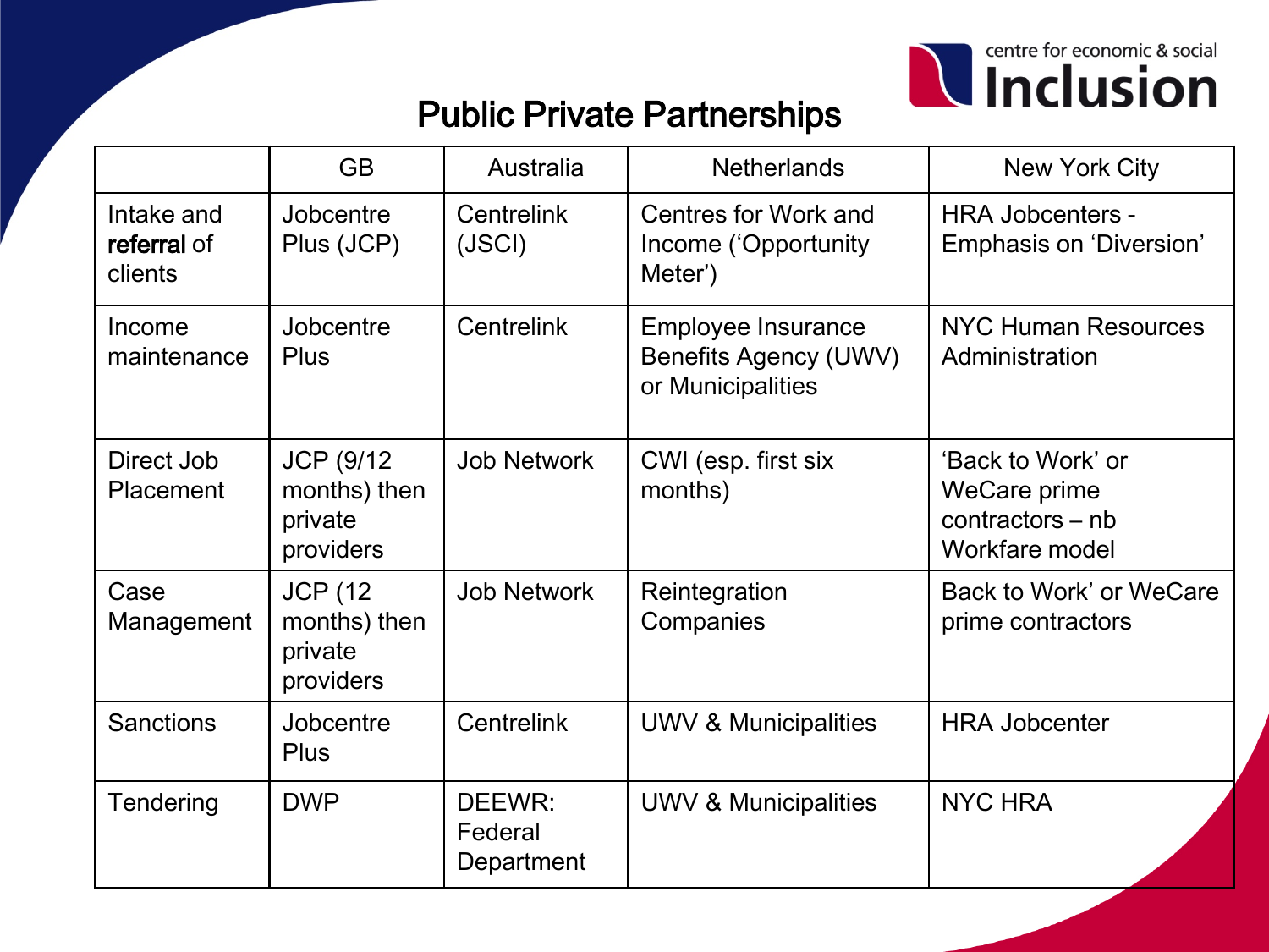# Public Private Partnerships

| | GB | Australia | Netherlands | New York City |
|---|---|---|---|---|
| Intake and referral of clients | Jobcentre Plus (JCP) | Centrelink (JSCI) | Centres for Work and Income ('Opportunity Meter') | HRA Jobcenters - Emphasis on 'Diversion' |
| Income maintenance | Jobcentre Plus | Centrelink | Employee Insurance Benefits Agency (UWV) or Municipalities | NYC Human Resources Administration |
| Direct Job Placement | JCP (9/12 months) then private providers | Job Network | CWI (esp. first six months) | 'Back to Work' or WeCare prime contractors – nb Workfare model |
| Case Management | JCP (12 months) then private providers | Job Network | Reintegration Companies | Back to Work' or WeCare prime contractors |
| Sanctions | Jobcentre Plus | Centrelink | UWV & Municipalities | HRA Jobcenter |
| Tendering | DWP | DEEWR: Federal Department | UWV & Municipalities | NYC HRA |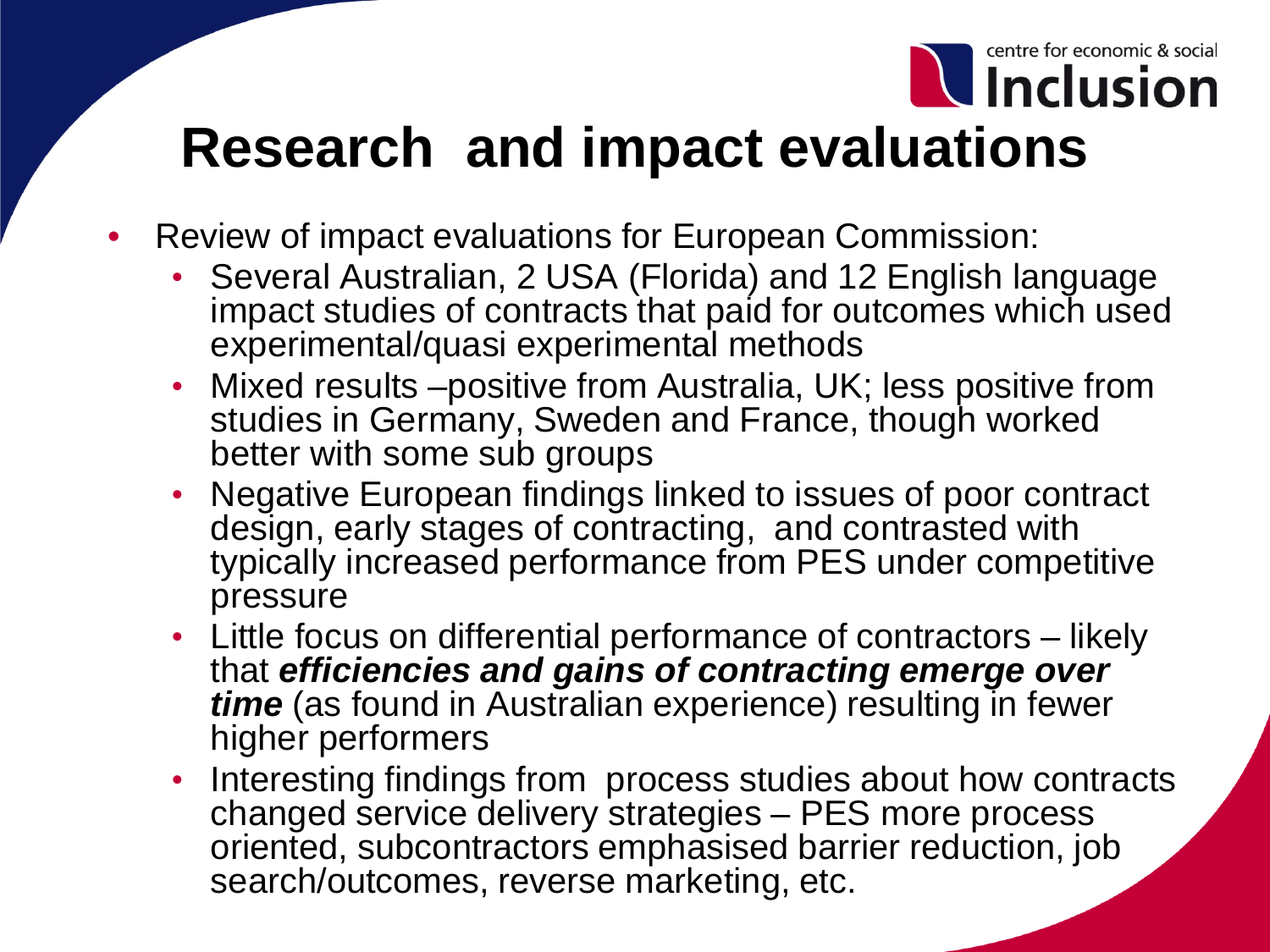# Research and impact evaluations

- Review of impact evaluations for European Commission:
  - Several Australian, 2 USA (Florida) and 12 English language impact studies of contracts that paid for outcomes which used experimental/quasi experimental methods
  - Mixed results –positive from Australia, UK; less positive from studies in Germany, Sweden and France, though worked better with some sub groups
  - Negative European findings linked to issues of poor contract design, early stages of contracting, and contrasted with typically increased performance from PES under competitive pressure
  - Little focus on differential performance of contractors – likely that ***efficiencies and gains of contracting emerge over time*** (as found in Australian experience) resulting in fewer higher performers
  - Interesting findings from process studies about how contracts changed service delivery strategies – PES more process oriented, subcontractors emphasised barrier reduction, job search/outcomes, reverse marketing, etc.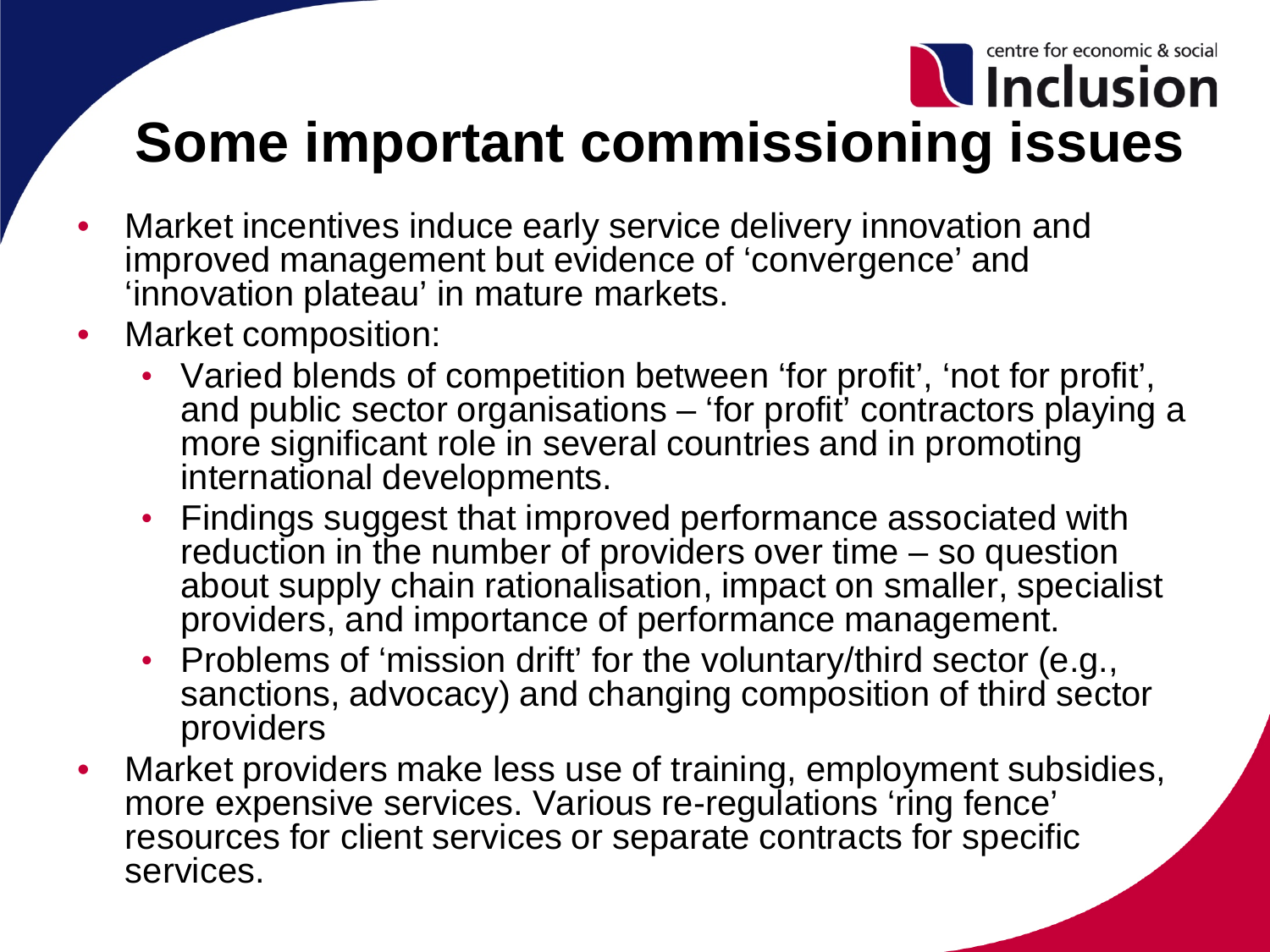# Some important commissioning issues

- Market incentives induce early service delivery innovation and improved management but evidence of 'convergence' and 'innovation plateau' in mature markets.
- Market composition:
  - Varied blends of competition between 'for profit', 'not for profit', and public sector organisations – 'for profit' contractors playing a more significant role in several countries and in promoting international developments.
  - Findings suggest that improved performance associated with reduction in the number of providers over time – so question about supply chain rationalisation, impact on smaller, specialist providers, and importance of performance management.
  - Problems of 'mission drift' for the voluntary/third sector (e.g., sanctions, advocacy) and changing composition of third sector providers
- Market providers make less use of training, employment subsidies, more expensive services. Various re-regulations 'ring fence' resources for client services or separate contracts for specific services.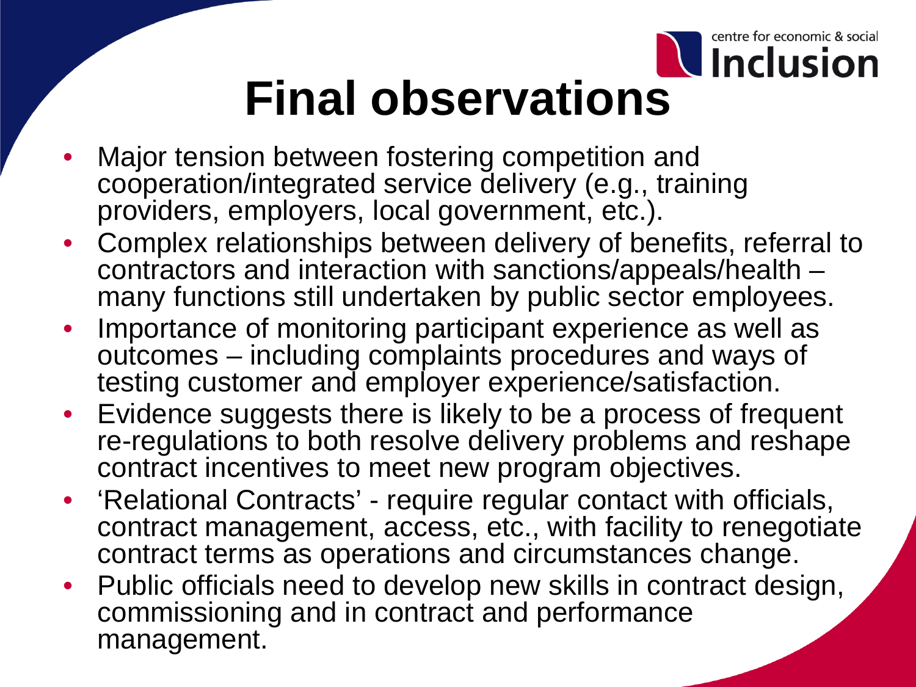# Final observations

- Major tension between fostering competition and cooperation/integrated service delivery (e.g., training providers, employers, local government, etc.).
- Complex relationships between delivery of benefits, referral to contractors and interaction with sanctions/appeals/health – many functions still undertaken by public sector employees.
- Importance of monitoring participant experience as well as outcomes – including complaints procedures and ways of testing customer and employer experience/satisfaction.
- Evidence suggests there is likely to be a process of frequent re-regulations to both resolve delivery problems and reshape contract incentives to meet new program objectives.
- 'Relational Contracts' - require regular contact with officials, contract management, access, etc., with facility to renegotiate contract terms as operations and circumstances change.
- Public officials need to develop new skills in contract design, commissioning and in contract and performance management.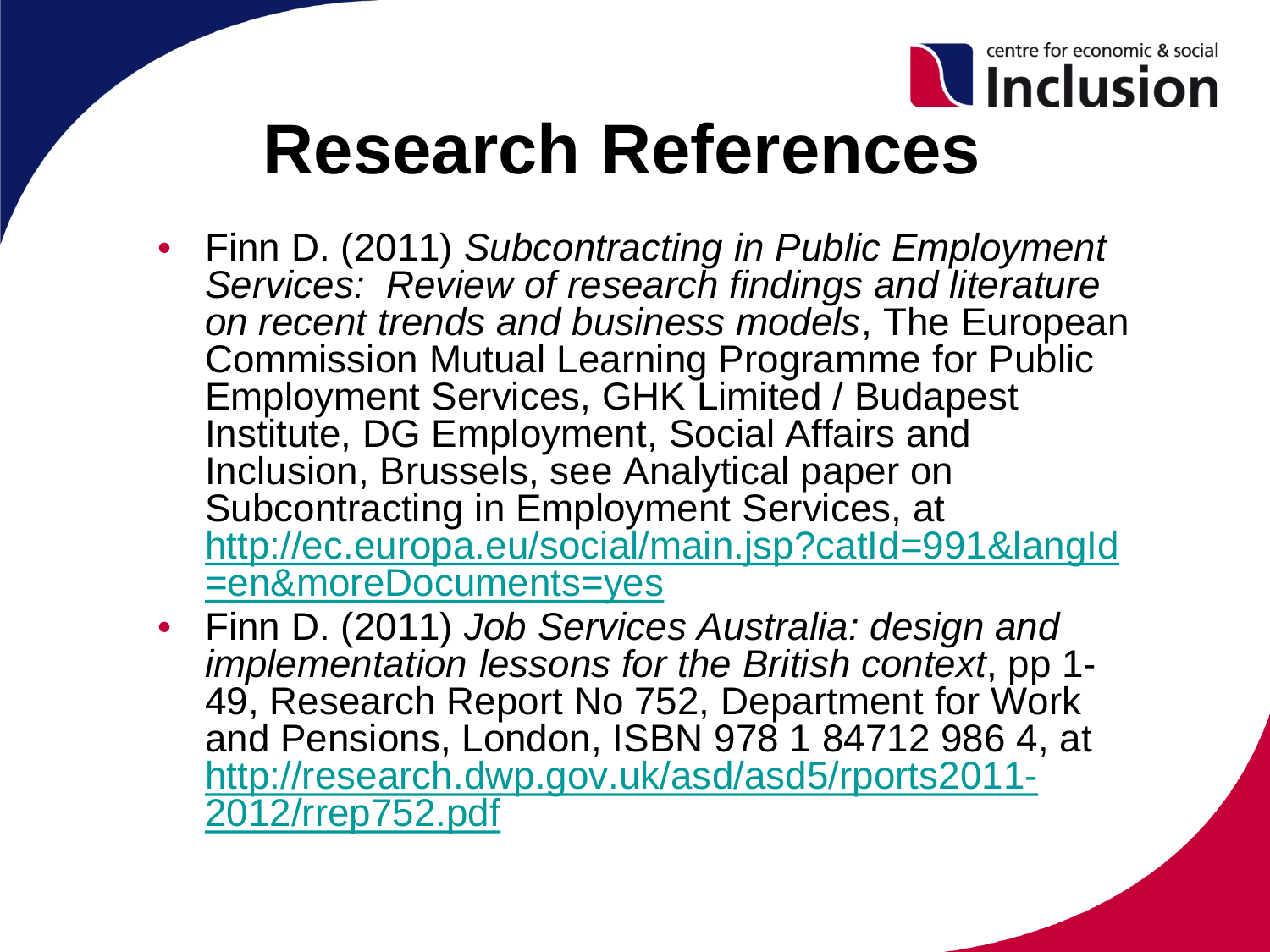# Research References

- Finn D. (2011) *Subcontracting in Public Employment Services: Review of research findings and literature on recent trends and business models*, The European Commission Mutual Learning Programme for Public Employment Services, GHK Limited / Budapest Institute, DG Employment, Social Affairs and Inclusion, Brussels, see Analytical paper on Subcontracting in Employment Services, at [http://ec.europa.eu/social/main.jsp?catId=991&langId=en&moreDocuments=yes](http://ec.europa.eu/social/main.jsp?catId=991&langId=en&moreDocuments=yes)
- Finn D. (2011) *Job Services Australia: design and implementation lessons for the British context*, pp 1-49, Research Report No 752, Department for Work and Pensions, London, ISBN 978 1 84712 986 4, at [http://research.dwp.gov.uk/asd/asd5/rports2011-2012/rrep752.pdf](http://research.dwp.gov.uk/asd/asd5/rports2011-2012/rrep752.pdf)